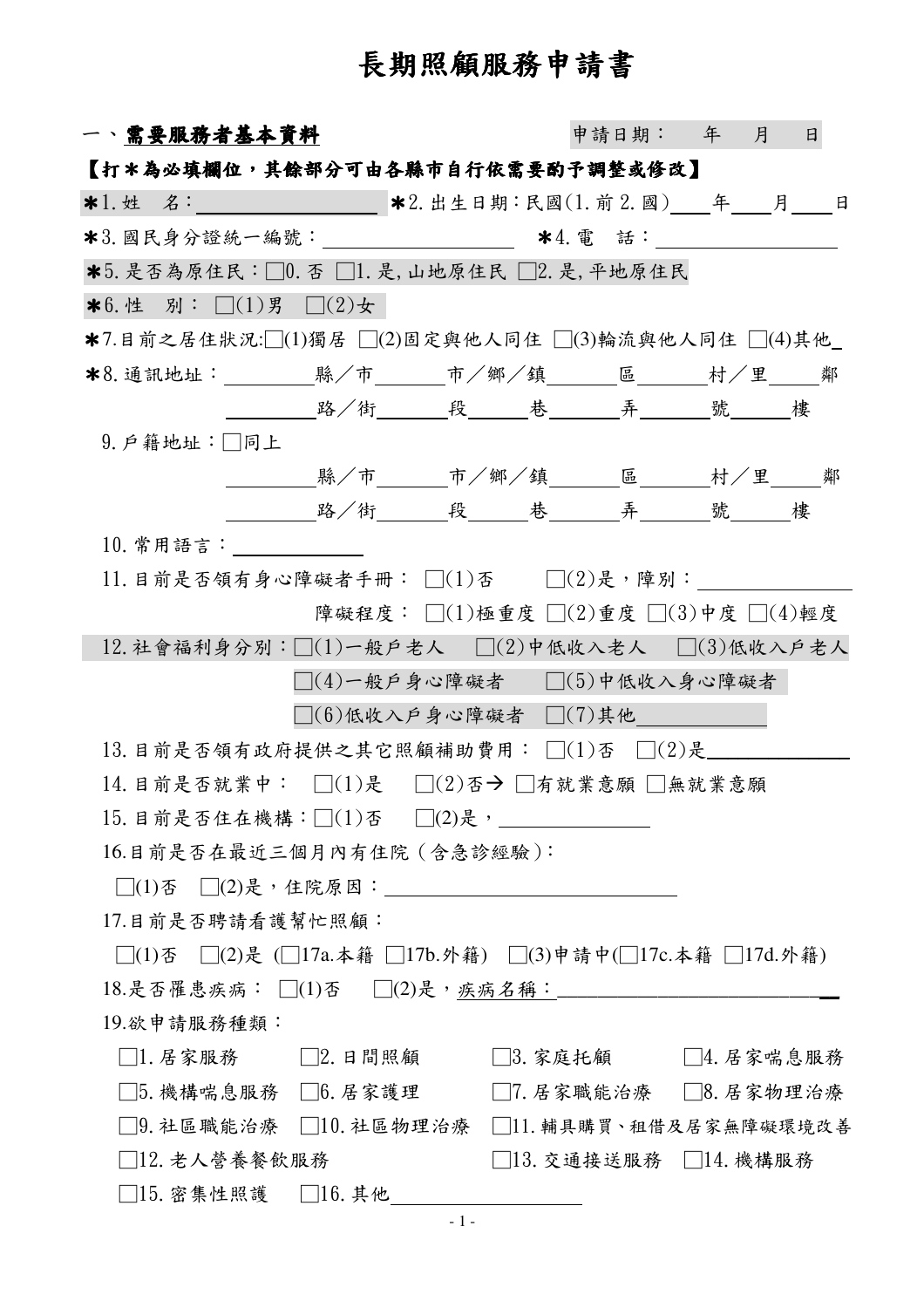# 長期照顧服務申請書

## 一、需要服務者基本資料

申請日期： 年 月 日

**【打＊為必填欄位，其餘部分可由各縣市自行依需要酌予調整或修改】**

＊1.姓 名：＿＿＿＿＿＿＿＿＿ ＊2.出生日期：民國(1.前 2.國)＿＿年＿＿月＿＿日

＊3.國民身分證統一編號：＿＿＿＿＿＿＿＿＿ ＊4.電 話：＿＿＿＿＿＿＿＿＿

＊5.是否為原住民：□0.否 □1.是,山地原住民 □2.是,平地原住民

＊6.性 別：□(1)男 □(2)女

＊7.目前之居住狀況:□(1)獨居 □(2)固定與他人同住 □(3)輪流與他人同住 □(4)其他＿

＊8.通訊地址：＿＿＿＿縣／市＿＿＿市／鄉／鎮＿＿＿區＿＿＿村／里＿＿鄰

＿＿＿＿路／街＿＿＿段＿＿＿巷＿＿＿弄＿＿＿號＿＿＿樓

9.戶籍地址：□同上

＿＿＿＿縣／市＿＿＿市／鄉／鎮＿＿＿區＿＿＿村／里＿＿鄰

＿＿＿＿路／街＿＿＿段＿＿＿巷＿＿＿弄＿＿＿號＿＿＿樓

10.常用語言：＿＿＿＿＿＿

11.目前是否領有身心障礙者手冊：□(1)否 □(2)是，障別：＿＿＿＿＿＿

障礙程度：□(1)極重度 □(2)重度 □(3)中度 □(4)輕度

12.社會福利身分別：□(1)一般戶老人 □(2)中低收入老人 □(3)低收入戶老人

□(4)一般戶身心障礙者 □(5)中低收入身心障礙者

□(6)低收入戶身心障礙者 □(7)其他＿＿＿＿＿＿

13.目前是否領有政府提供之其它照顧補助費用：□(1)否 □(2)是＿＿＿＿＿＿

14.目前是否就業中：□(1)是 □(2)否→ □有就業意願 □無就業意願

15.目前是否住在機構：□(1)否 □(2)是，＿＿＿＿＿＿

16.目前是否在最近三個月內有住院（含急診經驗）：

□(1)否 □(2)是，住院原因：＿＿＿＿＿＿＿＿＿＿＿＿

17.目前是否聘請看護幫忙照顧：

□(1)否 □(2)是 (□17a.本籍 □17b.外籍) □(3)申請中(□17c.本籍 □17d.外籍)

18.是否罹患疾病：□(1)否 □(2)是，疾病名稱：＿＿＿＿＿＿＿＿＿＿＿＿

19.欲申請服務種類：

□1.居家服務 □2.日間照顧 □3.家庭托顧 □4.居家喘息服務

□5.機構喘息服務 □6.居家護理 □7.居家職能治療 □8.居家物理治療

□9.社區職能治療 □10.社區物理治療 □11.輔具購買、租借及居家無障礙環境改善

□12.老人營養餐飲服務 □13.交通接送服務 □14.機構服務

□15.密集性照護 □16.其他＿＿＿＿＿＿＿＿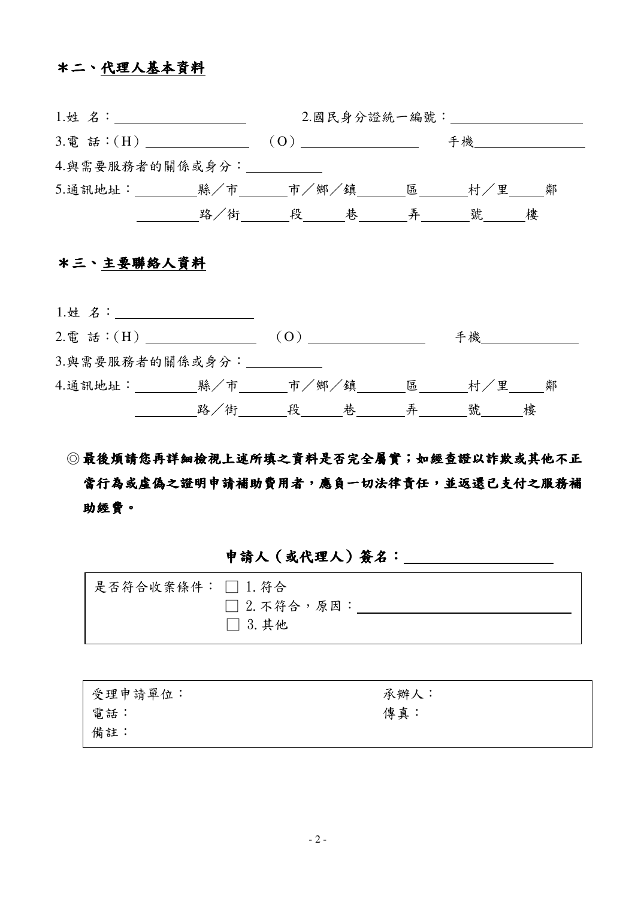## ＊二、<u>代理人基本資料</u>

1.姓　名：＿＿＿＿＿＿＿＿＿＿　　2.國民身分證統一編號：＿＿＿＿＿＿＿＿＿

3.電　話：(H) ＿＿＿＿＿＿＿＿　（O）＿＿＿＿＿＿＿＿　手機＿＿＿＿＿＿＿＿

4.與需要服務者的關係或身分：＿＿＿＿＿

5.通訊地址：＿＿＿＿縣／市＿＿＿市／鄉／鎮＿＿＿區＿＿＿村／里＿＿鄰

＿＿＿＿路／街＿＿＿段＿＿＿巷＿＿＿弄＿＿＿號＿＿＿樓

## ＊三、主要聯絡人資料

1.姓　名：＿＿＿＿＿＿＿＿＿＿

2.電　話：(H) ＿＿＿＿＿＿＿＿　（O）＿＿＿＿＿＿＿＿　手機＿＿＿＿＿＿＿

3.與需要服務者的關係或身分：＿＿＿＿＿

4.通訊地址：＿＿＿＿縣／市＿＿＿市／鄉／鎮＿＿＿區＿＿＿村／里＿＿鄰

＿＿＿＿路／街＿＿＿段＿＿＿巷＿＿＿弄＿＿＿號＿＿＿樓

◎ **最後煩請您再詳細檢視上述所填之資料是否完全屬實；如經查證以詐欺或其他不正當行為或虛偽之證明申請補助費用者，應負一切法律責任，並返還已支付之服務補助經費。**

**申請人（或代理人）簽名：＿＿＿＿＿＿＿＿＿＿**

是否符合收案條件：
□ 1. 符合
□ 2. 不符合，原因：＿＿＿＿＿＿＿＿＿＿＿＿＿＿＿＿
□ 3. 其他

| | |
|---|---|
| 受理申請單位： | 承辦人： |
| 電話： | 傳真： |
| 備註： | |